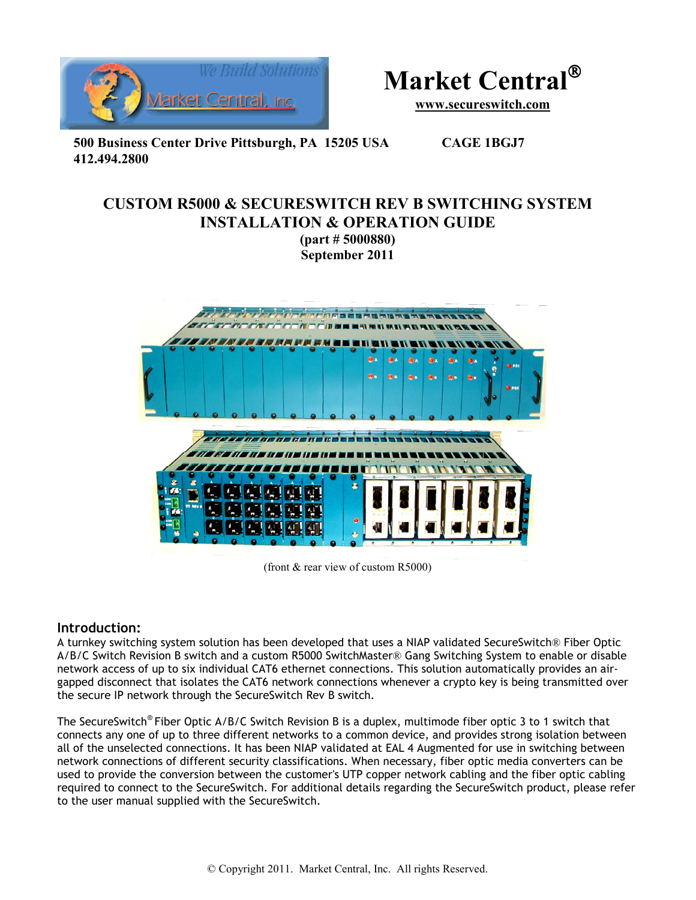# Market Central®

**www.secureswitch.com**

**500 Business Center Drive Pittsburgh, PA 15205 USA** **CAGE 1BGJ7**
**412.494.2800**

## CUSTOM R5000 & SECURESWITCH REV B SWITCHING SYSTEM INSTALLATION & OPERATION GUIDE

**(part # 5000880)**
**September 2011**

(front & rear view of custom R5000)

### Introduction:

A turnkey switching system solution has been developed that uses a NIAP validated SecureSwitch® Fiber Optic A/B/C Switch Revision B switch and a custom R5000 SwitchMaster® Gang Switching System to enable or disable network access of up to six individual CAT6 ethernet connections. This solution automatically provides an air-gapped disconnect that isolates the CAT6 network connections whenever a crypto key is being transmitted over the secure IP network through the SecureSwitch Rev B switch.

The SecureSwitch® Fiber Optic A/B/C Switch Revision B is a duplex, multimode fiber optic 3 to 1 switch that connects any one of up to three different networks to a common device, and provides strong isolation between all of the unselected connections. It has been NIAP validated at EAL 4 Augmented for use in switching between network connections of different security classifications. When necessary, fiber optic media converters can be used to provide the conversion between the customer's UTP copper network cabling and the fiber optic cabling required to connect to the SecureSwitch. For additional details regarding the SecureSwitch product, please refer to the user manual supplied with the SecureSwitch.

© Copyright 2011. Market Central, Inc. All rights Reserved.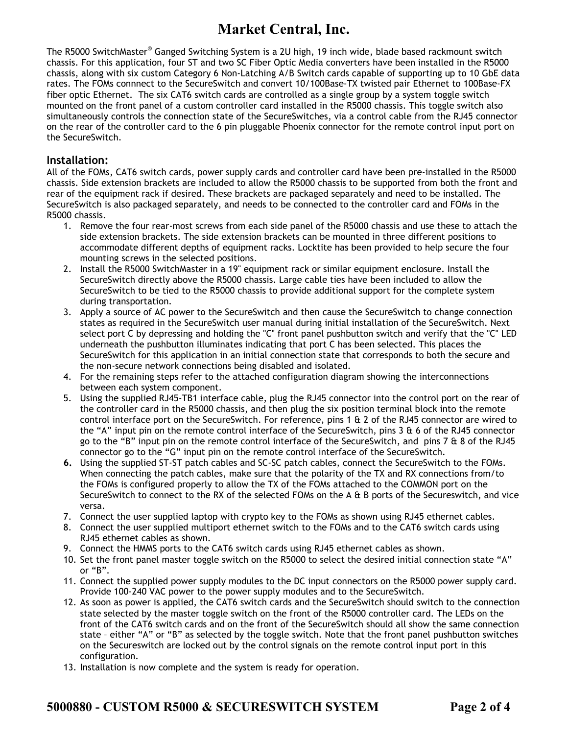# Market Central, Inc.

The R5000 SwitchMaster® Ganged Switching System is a 2U high, 19 inch wide, blade based rackmount switch chassis. For this application, four ST and two SC Fiber Optic Media converters have been installed in the R5000 chassis, along with six custom Category 6 Non-Latching A/B Switch cards capable of supporting up to 10 GbE data rates. The FOMs connnect to the SecureSwitch and convert 10/100Base-TX twisted pair Ethernet to 100Base-FX fiber optic Ethernet. The six CAT6 switch cards are controlled as a single group by a system toggle switch mounted on the front panel of a custom controller card installed in the R5000 chassis. This toggle switch also simultaneously controls the connection state of the SecureSwitches, via a control cable from the RJ45 connector on the rear of the controller card to the 6 pin pluggable Phoenix connector for the remote control input port on the SecureSwitch.

## Installation:

All of the FOMs, CAT6 switch cards, power supply cards and controller card have been pre-installed in the R5000 chassis. Side extension brackets are included to allow the R5000 chassis to be supported from both the front and rear of the equipment rack if desired. These brackets are packaged separately and need to be installed. The SecureSwitch is also packaged separately, and needs to be connected to the controller card and FOMs in the R5000 chassis.

1. Remove the four rear-most screws from each side panel of the R5000 chassis and use these to attach the side extension brackets. The side extension brackets can be mounted in three different positions to accommodate different depths of equipment racks. Locktite has been provided to help secure the four mounting screws in the selected positions.
2. Install the R5000 SwitchMaster in a 19" equipment rack or similar equipment enclosure. Install the SecureSwitch directly above the R5000 chassis. Large cable ties have been included to allow the SecureSwitch to be tied to the R5000 chassis to provide additional support for the complete system during transportation.
3. Apply a source of AC power to the SecureSwitch and then cause the SecureSwitch to change connection states as required in the SecureSwitch user manual during initial installation of the SecureSwitch. Next select port C by depressing and holding the "C" front panel pushbutton switch and verify that the "C" LED underneath the pushbutton illuminates indicating that port C has been selected. This places the SecureSwitch for this application in an initial connection state that corresponds to both the secure and the non-secure network connections being disabled and isolated.
4. For the remaining steps refer to the attached configuration diagram showing the interconnections between each system component.
5. Using the supplied RJ45-TB1 interface cable, plug the RJ45 connector into the control port on the rear of the controller card in the R5000 chassis, and then plug the six position terminal block into the remote control interface port on the SecureSwitch. For reference, pins 1 & 2 of the RJ45 connector are wired to the “A” input pin on the remote control interface of the SecureSwitch, pins 3 & 6 of the RJ45 connector go to the “B” input pin on the remote control interface of the SecureSwitch, and pins 7 & 8 of the RJ45 connector go to the “G” input pin on the remote control interface of the SecureSwitch.
6. Using the supplied ST-ST patch cables and SC-SC patch cables, connect the SecureSwitch to the FOMs. When connecting the patch cables, make sure that the polarity of the TX and RX connections from/to the FOMs is configured properly to allow the TX of the FOMs attached to the COMMON port on the SecureSwitch to connect to the RX of the selected FOMs on the A & B ports of the Secureswitch, and vice versa.
7. Connect the user supplied laptop with crypto key to the FOMs as shown using RJ45 ethernet cables.
8. Connect the user supplied multiport ethernet switch to the FOMs and to the CAT6 switch cards using RJ45 ethernet cables as shown.
9. Connect the HMMS ports to the CAT6 switch cards using RJ45 ethernet cables as shown.
10. Set the front panel master toggle switch on the R5000 to select the desired initial connection state “A” or “B”.
11. Connect the supplied power supply modules to the DC input connectors on the R5000 power supply card. Provide 100-240 VAC power to the power supply modules and to the SecureSwitch.
12. As soon as power is applied, the CAT6 switch cards and the SecureSwitch should switch to the connection state selected by the master toggle switch on the front of the R5000 controller card. The LEDs on the front of the CAT6 switch cards and on the front of the SecureSwitch should all show the same connection state – either “A” or “B” as selected by the toggle switch. Note that the front panel pushbutton switches on the Secureswitch are locked out by the control signals on the remote control input port in this configuration.
13. Installation is now complete and the system is ready for operation.

**5000880 - CUSTOM R5000 & SECURESWITCH SYSTEM**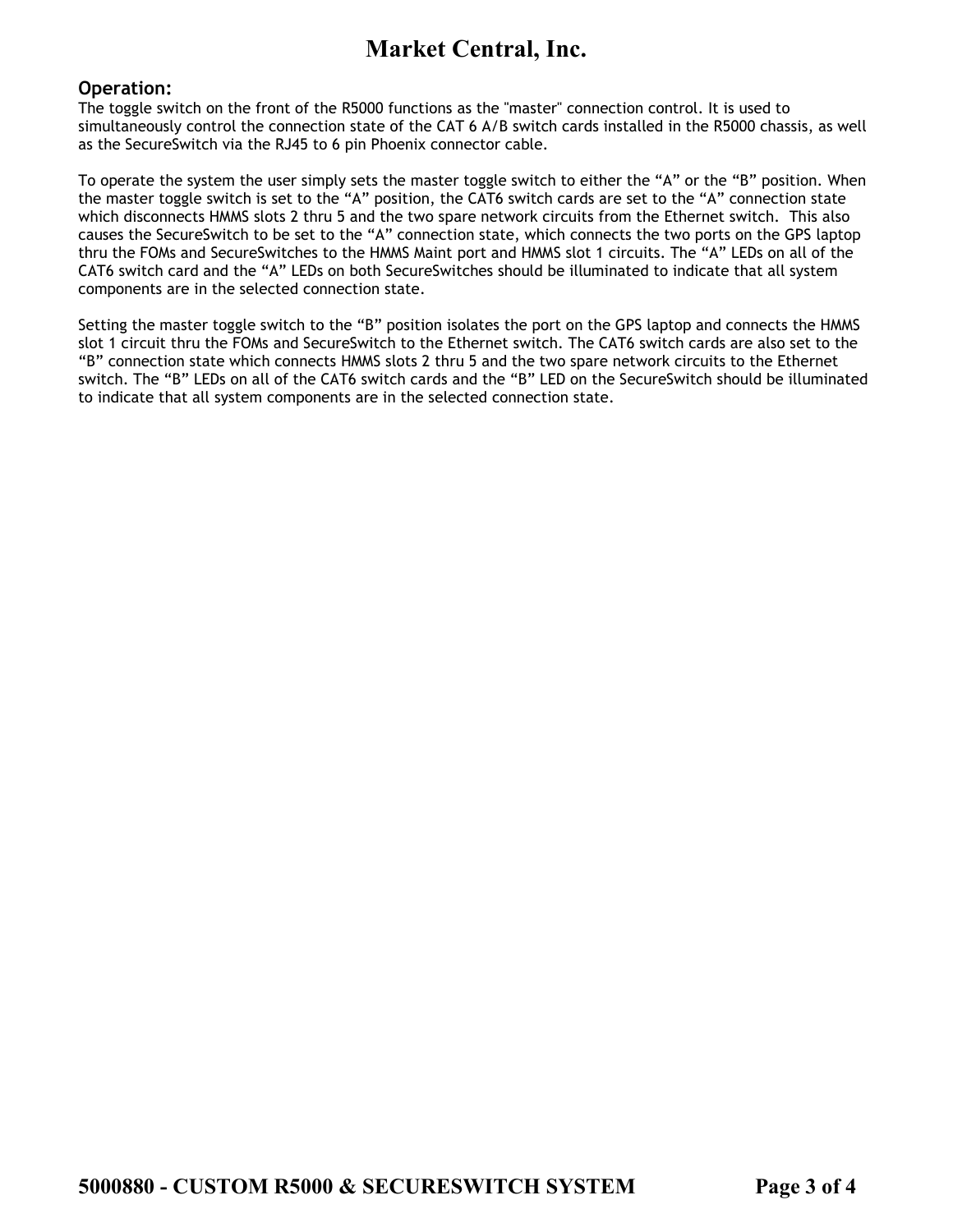**Operation:**
The toggle switch on the front of the R5000 functions as the "master" connection control. It is used to simultaneously control the connection state of the CAT 6 A/B switch cards installed in the R5000 chassis, as well as the SecureSwitch via the RJ45 to 6 pin Phoenix connector cable.

To operate the system the user simply sets the master toggle switch to either the “A” or the “B” position. When the master toggle switch is set to the “A” position, the CAT6 switch cards are set to the “A” connection state which disconnects HMMS slots 2 thru 5 and the two spare network circuits from the Ethernet switch. This also causes the SecureSwitch to be set to the “A” connection state, which connects the two ports on the GPS laptop thru the FOMs and SecureSwitches to the HMMS Maint port and HMMS slot 1 circuits. The “A” LEDs on all of the CAT6 switch card and the “A” LEDs on both SecureSwitches should be illuminated to indicate that all system components are in the selected connection state.

Setting the master toggle switch to the “B” position isolates the port on the GPS laptop and connects the HMMS slot 1 circuit thru the FOMs and SecureSwitch to the Ethernet switch. The CAT6 switch cards are also set to the “B” connection state which connects HMMS slots 2 thru 5 and the two spare network circuits to the Ethernet switch. The “B” LEDs on all of the CAT6 switch cards and the “B” LED on the SecureSwitch should be illuminated to indicate that all system components are in the selected connection state.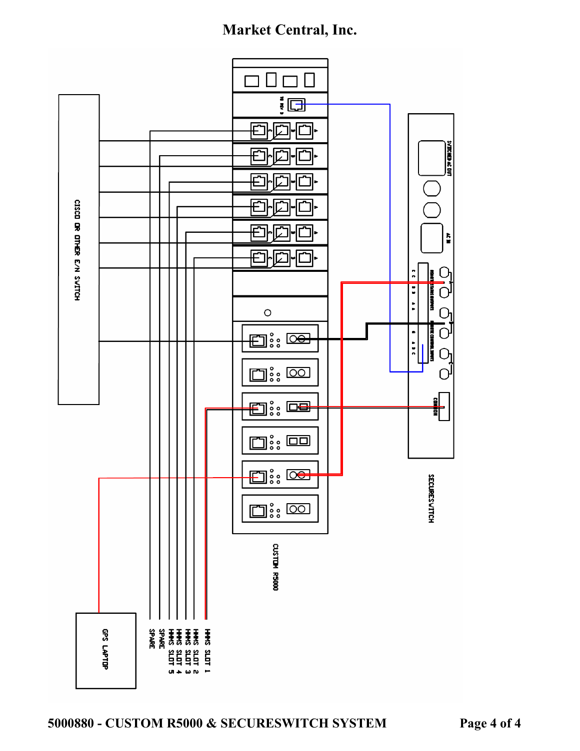Market Central, Inc.

CISCO OR OTHER E/N SWITCH

SWITCHED AC OUT

AC IN

SECURESWITCH

COMMON

CUSTOM R5000

GPS LAPTOP

HHMS SLOT 1
HHMS SLOT 2
HHMS SLOT 3
HHMS SLOT 4
HHMS SLOT 5
SPARE
SPARE

5000880 - CUSTOM R5000 & SECURESWITCH SYSTEM